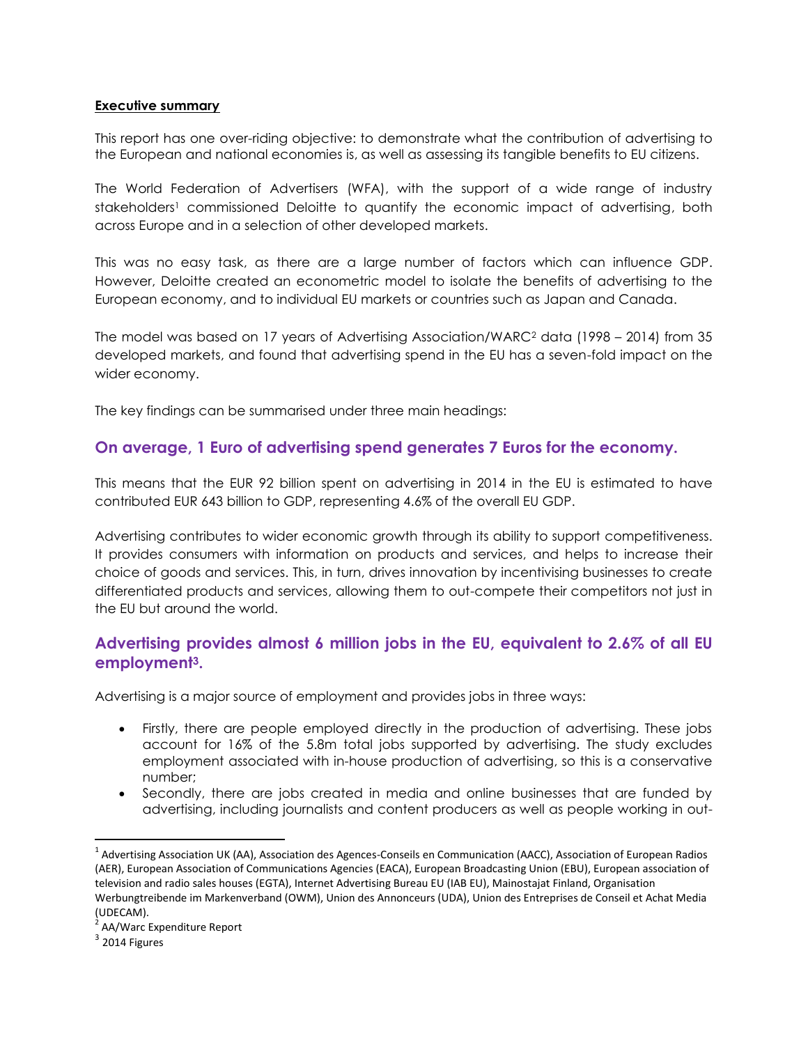**Executive summary**

This report has one over-riding objective: to demonstrate what the contribution of advertising to the European and national economies is, as well as assessing its tangible benefits to EU citizens.

The World Federation of Advertisers (WFA), with the support of a wide range of industry stakeholders[1] commissioned Deloitte to quantify the economic impact of advertising, both across Europe and in a selection of other developed markets.

This was no easy task, as there are a large number of factors which can influence GDP. However, Deloitte created an econometric model to isolate the benefits of advertising to the European economy, and to individual EU markets or countries such as Japan and Canada.

The model was based on 17 years of Advertising Association/WARC[2] data (1998 – 2014) from 35 developed markets, and found that advertising spend in the EU has a seven-fold impact on the wider economy.

The key findings can be summarised under three main headings:

## On average, 1 Euro of advertising spend generates 7 Euros for the economy.

This means that the EUR 92 billion spent on advertising in 2014 in the EU is estimated to have contributed EUR 643 billion to GDP, representing 4.6% of the overall EU GDP.

Advertising contributes to wider economic growth through its ability to support competitiveness. It provides consumers with information on products and services, and helps to increase their choice of goods and services. This, in turn, drives innovation by incentivising businesses to create differentiated products and services, allowing them to out-compete their competitors not just in the EU but around the world.

## Advertising provides almost 6 million jobs in the EU, equivalent to 2.6% of all EU employment[3].

Advertising is a major source of employment and provides jobs in three ways:

- Firstly, there are people employed directly in the production of advertising. These jobs account for 16% of the 5.8m total jobs supported by advertising. The study excludes employment associated with in-house production of advertising, so this is a conservative number;
- Secondly, there are jobs created in media and online businesses that are funded by advertising, including journalists and content producers as well as people working in out-

---

[1] Advertising Association UK (AA), Association des Agences-Conseils en Communication (AACC), Association of European Radios (AER), European Association of Communications Agencies (EACA), European Broadcasting Union (EBU), European association of television and radio sales houses (EGTA), Internet Advertising Bureau EU (IAB EU), Mainostajat Finland, Organisation Werbungtreibende im Markenverband (OWM), Union des Annonceurs (UDA), Union des Entreprises de Conseil et Achat Media (UDECAM).

[2] AA/Warc Expenditure Report

[3] 2014 Figures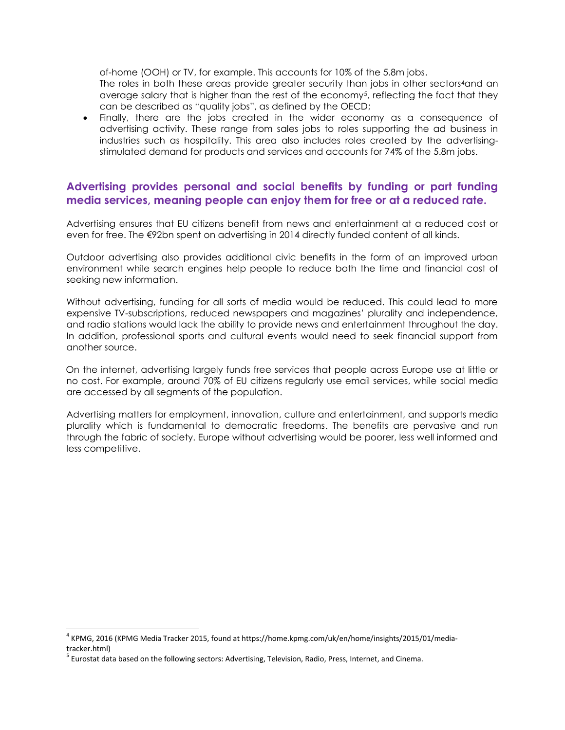of-home (OOH) or TV, for example. This accounts for 10% of the 5.8m jobs.
The roles in both these areas provide greater security than jobs in other sectors[4] and an average salary that is higher than the rest of the economy[5], reflecting the fact that they can be described as "quality jobs", as defined by the OECD;

- Finally, there are the jobs created in the wider economy as a consequence of advertising activity. These range from sales jobs to roles supporting the ad business in industries such as hospitality. This area also includes roles created by the advertising-stimulated demand for products and services and accounts for 74% of the 5.8m jobs.

## Advertising provides personal and social benefits by funding or part funding media services, meaning people can enjoy them for free or at a reduced rate.

Advertising ensures that EU citizens benefit from news and entertainment at a reduced cost or even for free. The €92bn spent on advertising in 2014 directly funded content of all kinds.

Outdoor advertising also provides additional civic benefits in the form of an improved urban environment while search engines help people to reduce both the time and financial cost of seeking new information.

Without advertising, funding for all sorts of media would be reduced. This could lead to more expensive TV-subscriptions, reduced newspapers and magazines' plurality and independence, and radio stations would lack the ability to provide news and entertainment throughout the day. In addition, professional sports and cultural events would need to seek financial support from another source.

On the internet, advertising largely funds free services that people across Europe use at little or no cost. For example, around 70% of EU citizens regularly use email services, while social media are accessed by all segments of the population.

Advertising matters for employment, innovation, culture and entertainment, and supports media plurality which is fundamental to democratic freedoms. The benefits are pervasive and run through the fabric of society. Europe without advertising would be poorer, less well informed and less competitive.

---

[4] KPMG, 2016 (KPMG Media Tracker 2015, found at https://home.kpmg.com/uk/en/home/insights/2015/01/media-tracker.html)

[5] Eurostat data based on the following sectors: Advertising, Television, Radio, Press, Internet, and Cinema.